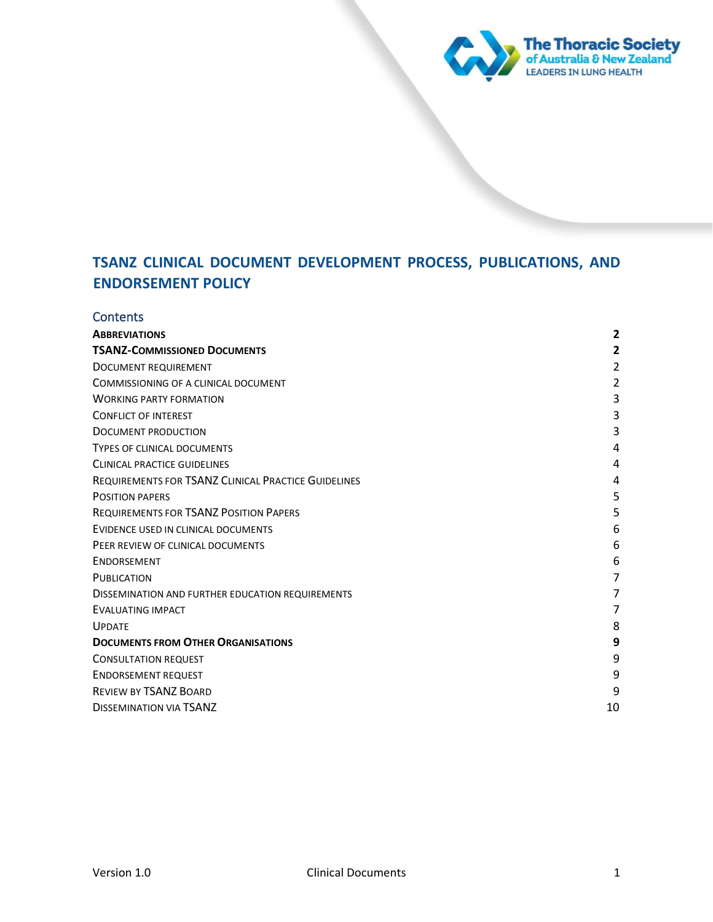# TSANZ CLINICAL DOCUMENT DEVELOPMENT PROCESS, PUBLICATIONS, AND ENDORSEMENT POLICY

## Contents

| | |
|---|---|
| **ABBREVIATIONS** | **2** |
| **TSANZ-COMMISSIONED DOCUMENTS** | **2** |
| DOCUMENT REQUIREMENT | 2 |
| COMMISSIONING OF A CLINICAL DOCUMENT | 2 |
| WORKING PARTY FORMATION | 3 |
| CONFLICT OF INTEREST | 3 |
| DOCUMENT PRODUCTION | 3 |
| TYPES OF CLINICAL DOCUMENTS | 4 |
| CLINICAL PRACTICE GUIDELINES | 4 |
| REQUIREMENTS FOR TSANZ CLINICAL PRACTICE GUIDELINES | 4 |
| POSITION PAPERS | 5 |
| REQUIREMENTS FOR TSANZ POSITION PAPERS | 5 |
| EVIDENCE USED IN CLINICAL DOCUMENTS | 6 |
| PEER REVIEW OF CLINICAL DOCUMENTS | 6 |
| ENDORSEMENT | 6 |
| PUBLICATION | 7 |
| DISSEMINATION AND FURTHER EDUCATION REQUIREMENTS | 7 |
| EVALUATING IMPACT | 7 |
| UPDATE | 8 |
| **DOCUMENTS FROM OTHER ORGANISATIONS** | **9** |
| CONSULTATION REQUEST | 9 |
| ENDORSEMENT REQUEST | 9 |
| REVIEW BY TSANZ BOARD | 9 |
| DISSEMINATION VIA TSANZ | 10 |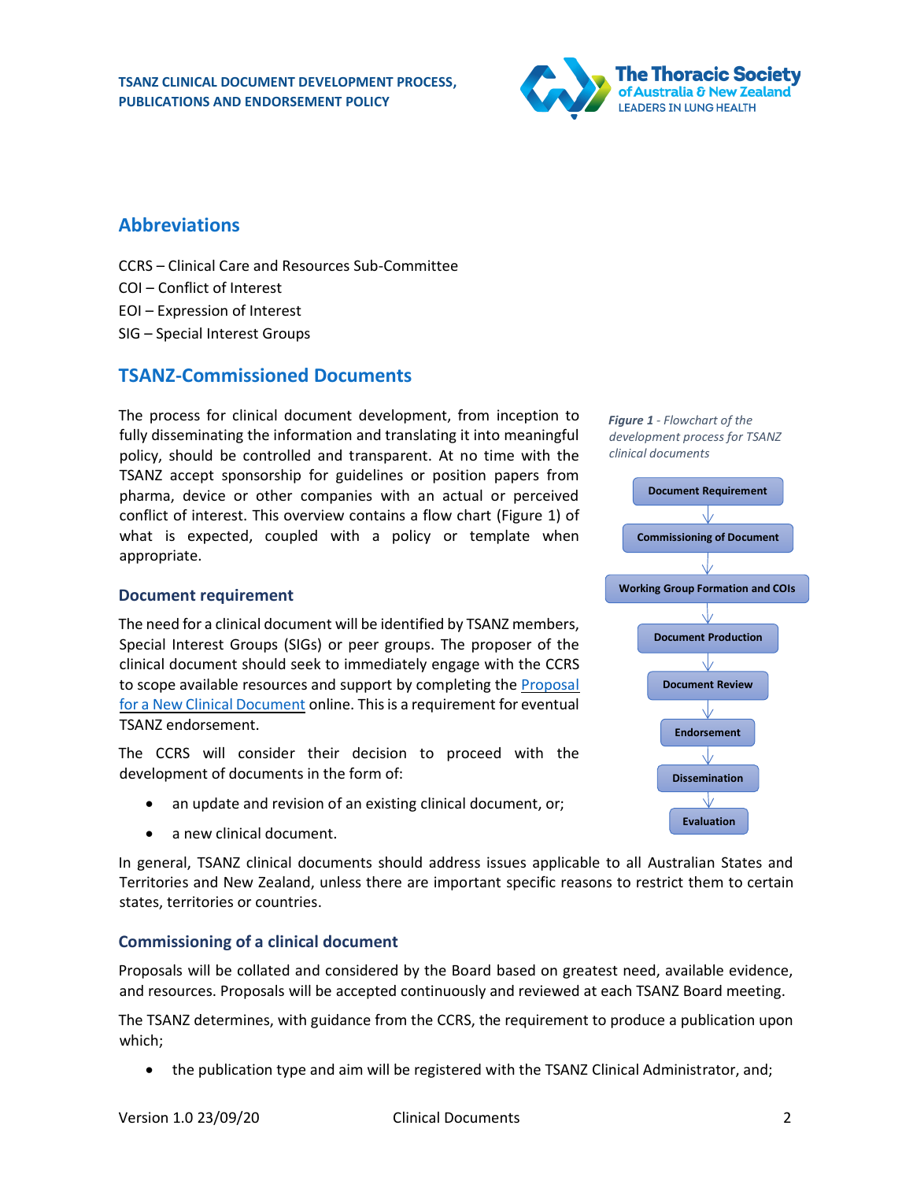## Abbreviations

CCRS – Clinical Care and Resources Sub-Committee
COI – Conflict of Interest
EOI – Expression of Interest
SIG – Special Interest Groups

## TSANZ-Commissioned Documents

The process for clinical document development, from inception to fully disseminating the information and translating it into meaningful policy, should be controlled and transparent. At no time with the TSANZ accept sponsorship for guidelines or position papers from pharma, device or other companies with an actual or perceived conflict of interest. This overview contains a flow chart (Figure 1) of what is expected, coupled with a policy or template when appropriate.

***Figure 1*** *- Flowchart of the development process for TSANZ clinical documents*

Document Requirement → Commissioning of Document → Working Group Formation and COIs → Document Production → Document Review → Endorsement → Dissemination → Evaluation

### Document requirement

The need for a clinical document will be identified by TSANZ members, Special Interest Groups (SIGs) or peer groups. The proposer of the clinical document should seek to immediately engage with the CCRS to scope available resources and support by completing the Proposal for a New Clinical Document online. This is a requirement for eventual TSANZ endorsement.

The CCRS will consider their decision to proceed with the development of documents in the form of:

- an update and revision of an existing clinical document, or;
- a new clinical document.

In general, TSANZ clinical documents should address issues applicable to all Australian States and Territories and New Zealand, unless there are important specific reasons to restrict them to certain states, territories or countries.

### Commissioning of a clinical document

Proposals will be collated and considered by the Board based on greatest need, available evidence, and resources. Proposals will be accepted continuously and reviewed at each TSANZ Board meeting.

The TSANZ determines, with guidance from the CCRS, the requirement to produce a publication upon which;

- the publication type and aim will be registered with the TSANZ Clinical Administrator, and;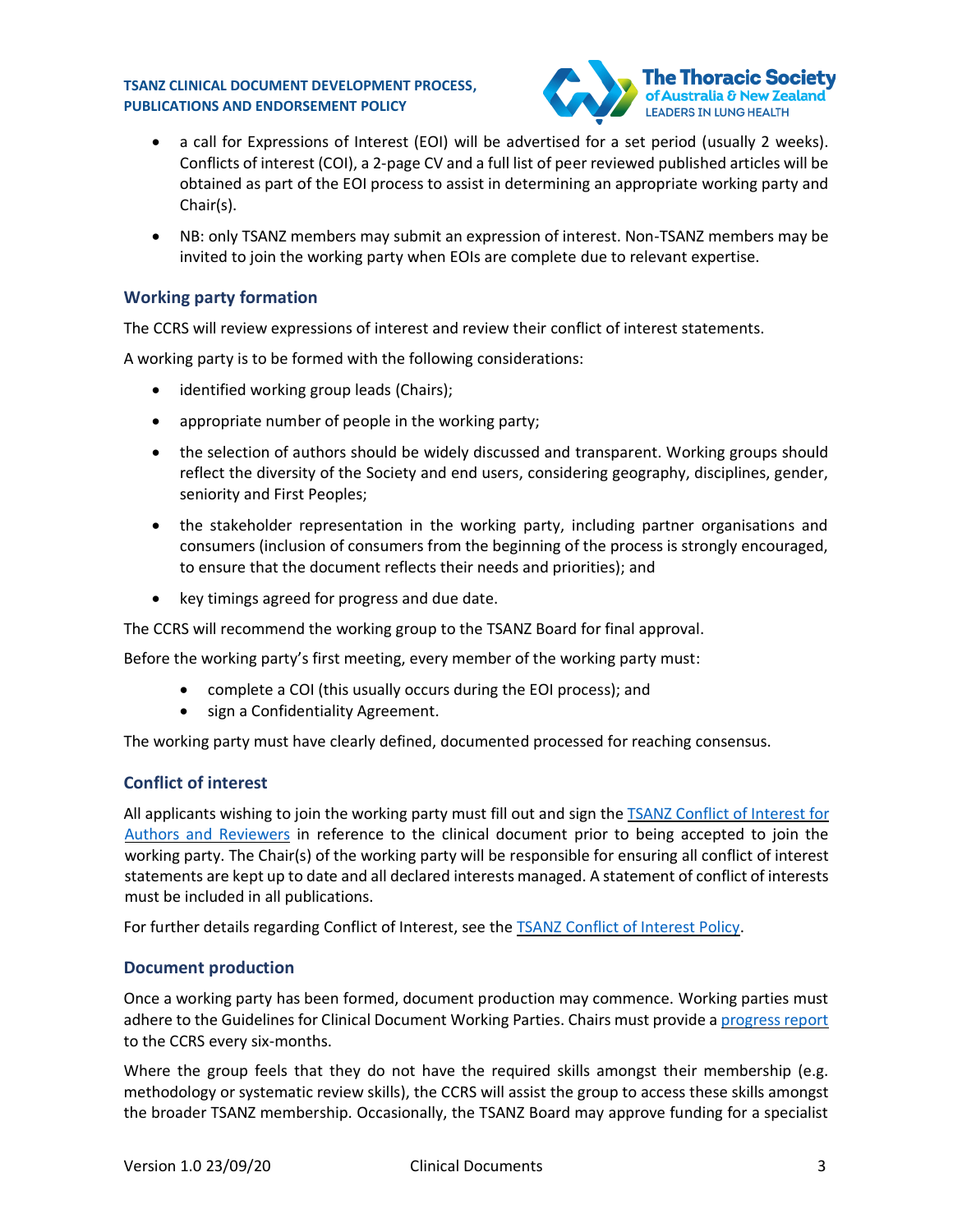- a call for Expressions of Interest (EOI) will be advertised for a set period (usually 2 weeks). Conflicts of interest (COI), a 2-page CV and a full list of peer reviewed published articles will be obtained as part of the EOI process to assist in determining an appropriate working party and Chair(s).
- NB: only TSANZ members may submit an expression of interest. Non-TSANZ members may be invited to join the working party when EOIs are complete due to relevant expertise.

## Working party formation

The CCRS will review expressions of interest and review their conflict of interest statements.

A working party is to be formed with the following considerations:

- identified working group leads (Chairs);
- appropriate number of people in the working party;
- the selection of authors should be widely discussed and transparent. Working groups should reflect the diversity of the Society and end users, considering geography, disciplines, gender, seniority and First Peoples;
- the stakeholder representation in the working party, including partner organisations and consumers (inclusion of consumers from the beginning of the process is strongly encouraged, to ensure that the document reflects their needs and priorities); and
- key timings agreed for progress and due date.

The CCRS will recommend the working group to the TSANZ Board for final approval.

Before the working party's first meeting, every member of the working party must:

- complete a COI (this usually occurs during the EOI process); and
- sign a Confidentiality Agreement.

The working party must have clearly defined, documented processed for reaching consensus.

## Conflict of interest

All applicants wishing to join the working party must fill out and sign the TSANZ Conflict of Interest for Authors and Reviewers in reference to the clinical document prior to being accepted to join the working party. The Chair(s) of the working party will be responsible for ensuring all conflict of interest statements are kept up to date and all declared interests managed. A statement of conflict of interests must be included in all publications.

For further details regarding Conflict of Interest, see the TSANZ Conflict of Interest Policy.

## Document production

Once a working party has been formed, document production may commence. Working parties must adhere to the Guidelines for Clinical Document Working Parties. Chairs must provide a progress report to the CCRS every six-months.

Where the group feels that they do not have the required skills amongst their membership (e.g. methodology or systematic review skills), the CCRS will assist the group to access these skills amongst the broader TSANZ membership. Occasionally, the TSANZ Board may approve funding for a specialist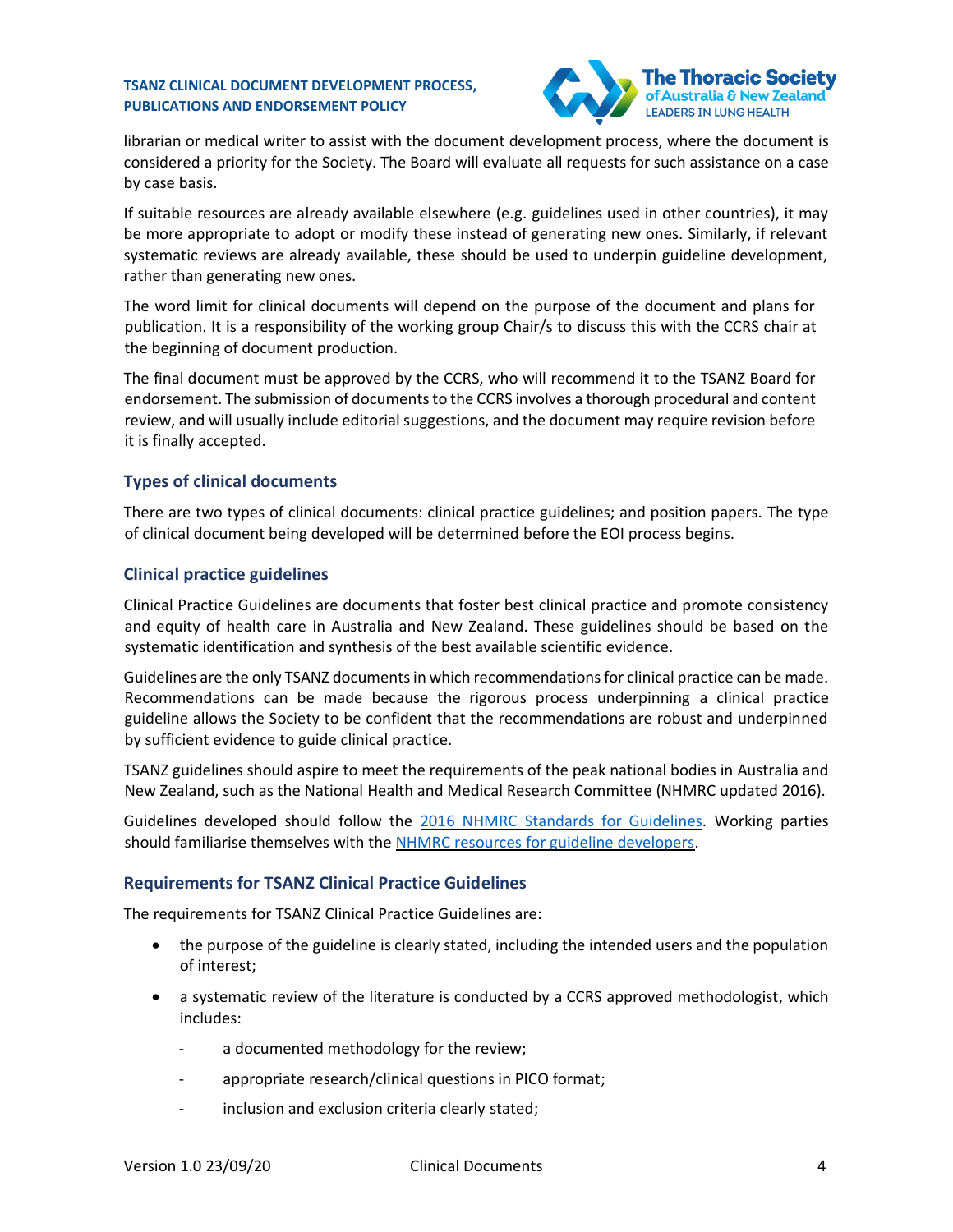librarian or medical writer to assist with the document development process, where the document is considered a priority for the Society. The Board will evaluate all requests for such assistance on a case by case basis.

If suitable resources are already available elsewhere (e.g. guidelines used in other countries), it may be more appropriate to adopt or modify these instead of generating new ones. Similarly, if relevant systematic reviews are already available, these should be used to underpin guideline development, rather than generating new ones.

The word limit for clinical documents will depend on the purpose of the document and plans for publication. It is a responsibility of the working group Chair/s to discuss this with the CCRS chair at the beginning of document production.

The final document must be approved by the CCRS, who will recommend it to the TSANZ Board for endorsement. The submission of documents to the CCRS involves a thorough procedural and content review, and will usually include editorial suggestions, and the document may require revision before it is finally accepted.

## Types of clinical documents

There are two types of clinical documents: clinical practice guidelines; and position papers. The type of clinical document being developed will be determined before the EOI process begins.

## Clinical practice guidelines

Clinical Practice Guidelines are documents that foster best clinical practice and promote consistency and equity of health care in Australia and New Zealand. These guidelines should be based on the systematic identification and synthesis of the best available scientific evidence.

Guidelines are the only TSANZ documents in which recommendations for clinical practice can be made. Recommendations can be made because the rigorous process underpinning a clinical practice guideline allows the Society to be confident that the recommendations are robust and underpinned by sufficient evidence to guide clinical practice.

TSANZ guidelines should aspire to meet the requirements of the peak national bodies in Australia and New Zealand, such as the National Health and Medical Research Committee (NHMRC updated 2016).

Guidelines developed should follow the [2016 NHMRC Standards for Guidelines](). Working parties should familiarise themselves with the [NHMRC resources for guideline developers]().

## Requirements for TSANZ Clinical Practice Guidelines

The requirements for TSANZ Clinical Practice Guidelines are:

- the purpose of the guideline is clearly stated, including the intended users and the population of interest;
- a systematic review of the literature is conducted by a CCRS approved methodologist, which includes:
  - a documented methodology for the review;
  - appropriate research/clinical questions in PICO format;
  - inclusion and exclusion criteria clearly stated;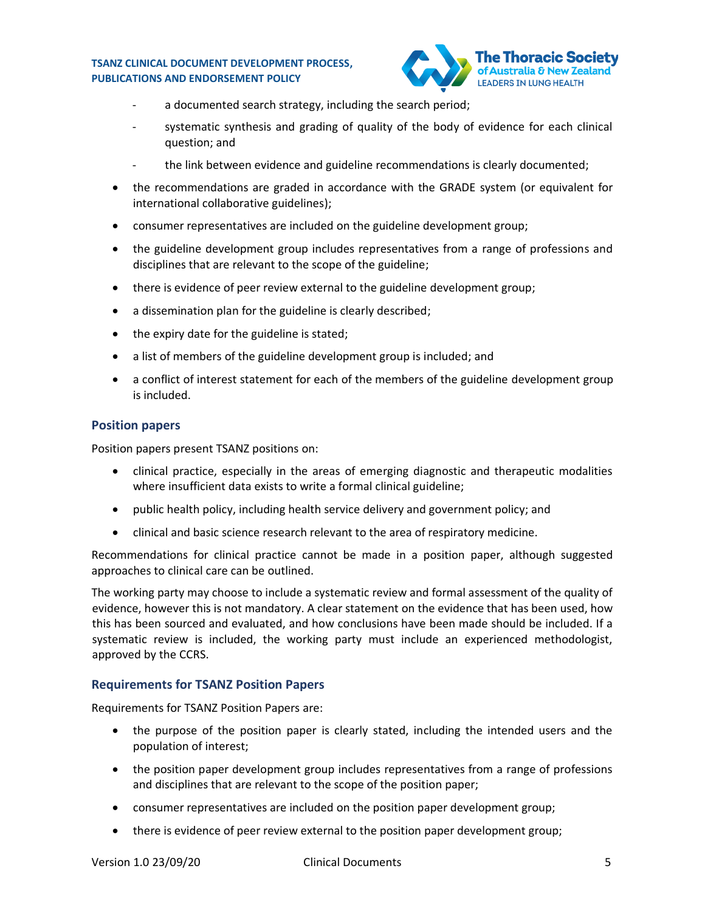- a documented search strategy, including the search period;
  - systematic synthesis and grading of quality of the body of evidence for each clinical question; and
  - the link between evidence and guideline recommendations is clearly documented;
- the recommendations are graded in accordance with the GRADE system (or equivalent for international collaborative guidelines);
- consumer representatives are included on the guideline development group;
- the guideline development group includes representatives from a range of professions and disciplines that are relevant to the scope of the guideline;
- there is evidence of peer review external to the guideline development group;
- a dissemination plan for the guideline is clearly described;
- the expiry date for the guideline is stated;
- a list of members of the guideline development group is included; and
- a conflict of interest statement for each of the members of the guideline development group is included.

## Position papers

Position papers present TSANZ positions on:

- clinical practice, especially in the areas of emerging diagnostic and therapeutic modalities where insufficient data exists to write a formal clinical guideline;
- public health policy, including health service delivery and government policy; and
- clinical and basic science research relevant to the area of respiratory medicine.

Recommendations for clinical practice cannot be made in a position paper, although suggested approaches to clinical care can be outlined.

The working party may choose to include a systematic review and formal assessment of the quality of evidence, however this is not mandatory. A clear statement on the evidence that has been used, how this has been sourced and evaluated, and how conclusions have been made should be included. If a systematic review is included, the working party must include an experienced methodologist, approved by the CCRS.

## Requirements for TSANZ Position Papers

Requirements for TSANZ Position Papers are:

- the purpose of the position paper is clearly stated, including the intended users and the population of interest;
- the position paper development group includes representatives from a range of professions and disciplines that are relevant to the scope of the position paper;
- consumer representatives are included on the position paper development group;
- there is evidence of peer review external to the position paper development group;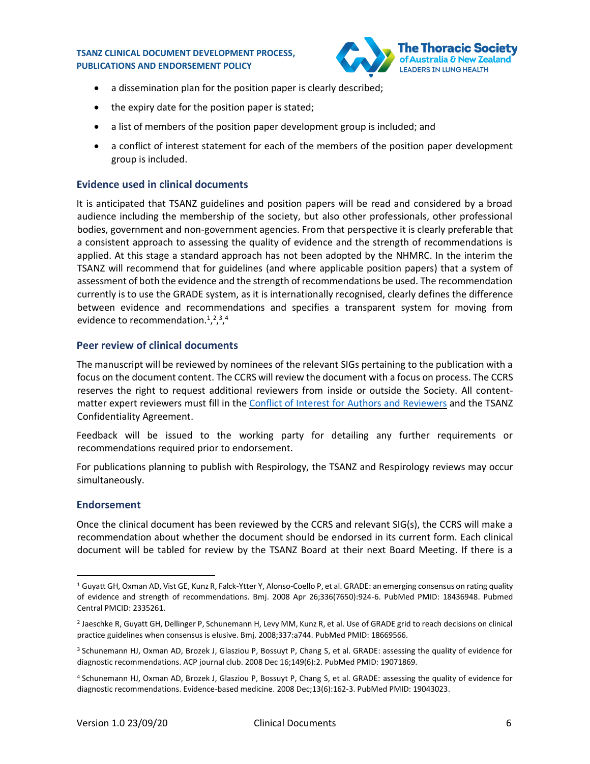- a dissemination plan for the position paper is clearly described;
- the expiry date for the position paper is stated;
- a list of members of the position paper development group is included; and
- a conflict of interest statement for each of the members of the position paper development group is included.

## Evidence used in clinical documents

It is anticipated that TSANZ guidelines and position papers will be read and considered by a broad audience including the membership of the society, but also other professionals, other professional bodies, government and non-government agencies. From that perspective it is clearly preferable that a consistent approach to assessing the quality of evidence and the strength of recommendations is applied. At this stage a standard approach has not been adopted by the NHMRC. In the interim the TSANZ will recommend that for guidelines (and where applicable position papers) that a system of assessment of both the evidence and the strength of recommendations be used. The recommendation currently is to use the GRADE system, as it is internationally recognised, clearly defines the difference between evidence and recommendations and specifies a transparent system for moving from evidence to recommendation.[1],[2],[3],[4]

## Peer review of clinical documents

The manuscript will be reviewed by nominees of the relevant SIGs pertaining to the publication with a focus on the document content. The CCRS will review the document with a focus on process. The CCRS reserves the right to request additional reviewers from inside or outside the Society. All content-matter expert reviewers must fill in the Conflict of Interest for Authors and Reviewers and the TSANZ Confidentiality Agreement.

Feedback will be issued to the working party for detailing any further requirements or recommendations required prior to endorsement.

For publications planning to publish with Respirology, the TSANZ and Respirology reviews may occur simultaneously.

## Endorsement

Once the clinical document has been reviewed by the CCRS and relevant SIG(s), the CCRS will make a recommendation about whether the document should be endorsed in its current form. Each clinical document will be tabled for review by the TSANZ Board at their next Board Meeting. If there is a

---

[1] Guyatt GH, Oxman AD, Vist GE, Kunz R, Falck-Ytter Y, Alonso-Coello P, et al. GRADE: an emerging consensus on rating quality of evidence and strength of recommendations. Bmj. 2008 Apr 26;336(7650):924-6. PubMed PMID: 18436948. Pubmed Central PMCID: 2335261.

[2] Jaeschke R, Guyatt GH, Dellinger P, Schunemann H, Levy MM, Kunz R, et al. Use of GRADE grid to reach decisions on clinical practice guidelines when consensus is elusive. Bmj. 2008;337:a744. PubMed PMID: 18669566.

[3] Schunemann HJ, Oxman AD, Brozek J, Glasziou P, Bossuyt P, Chang S, et al. GRADE: assessing the quality of evidence for diagnostic recommendations. ACP journal club. 2008 Dec 16;149(6):2. PubMed PMID: 19071869.

[4] Schunemann HJ, Oxman AD, Brozek J, Glasziou P, Bossuyt P, Chang S, et al. GRADE: assessing the quality of evidence for diagnostic recommendations. Evidence-based medicine. 2008 Dec;13(6):162-3. PubMed PMID: 19043023.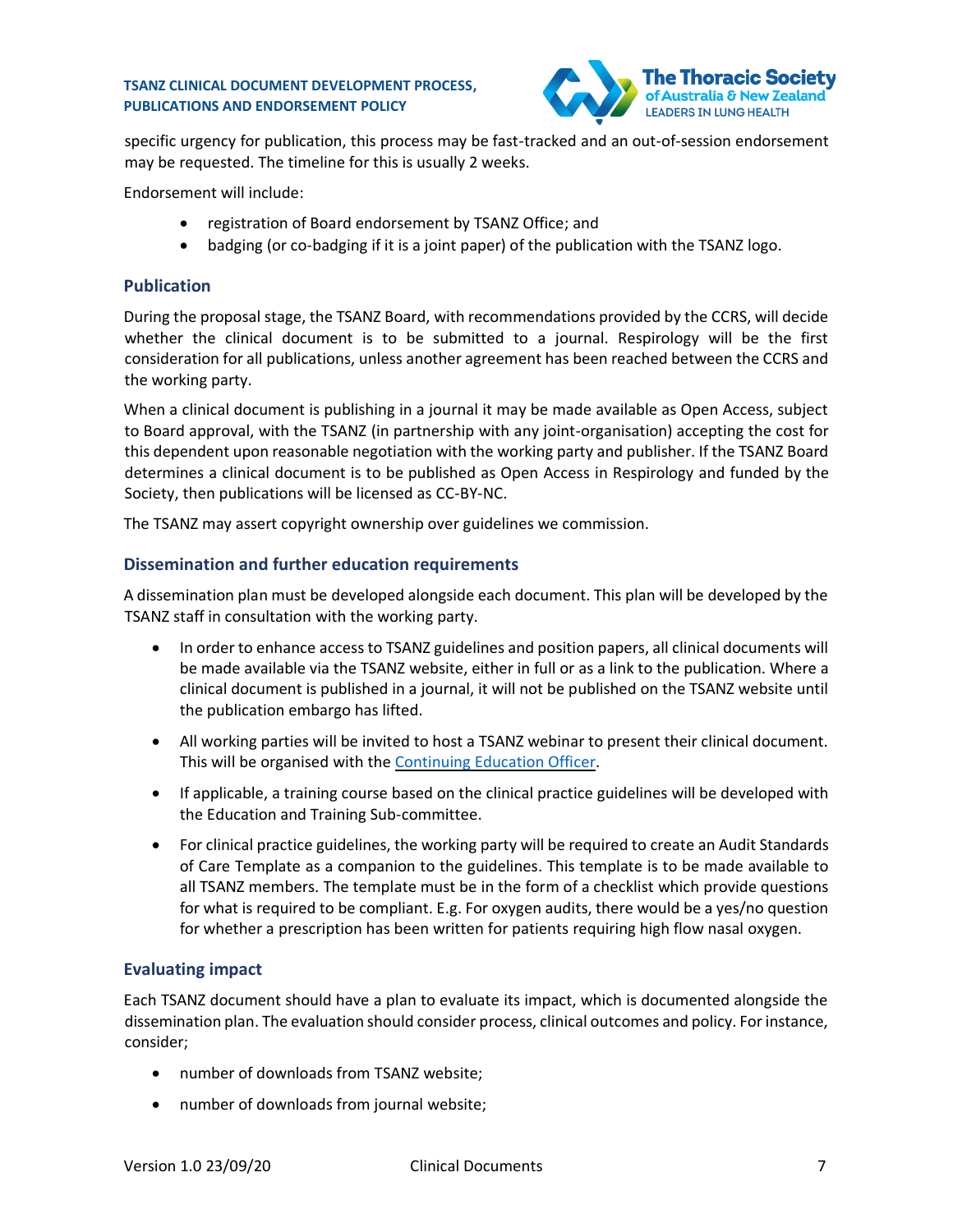specific urgency for publication, this process may be fast-tracked and an out-of-session endorsement may be requested. The timeline for this is usually 2 weeks.

Endorsement will include:

- registration of Board endorsement by TSANZ Office; and
- badging (or co-badging if it is a joint paper) of the publication with the TSANZ logo.

### Publication

During the proposal stage, the TSANZ Board, with recommendations provided by the CCRS, will decide whether the clinical document is to be submitted to a journal. Respirology will be the first consideration for all publications, unless another agreement has been reached between the CCRS and the working party.

When a clinical document is publishing in a journal it may be made available as Open Access, subject to Board approval, with the TSANZ (in partnership with any joint-organisation) accepting the cost for this dependent upon reasonable negotiation with the working party and publisher. If the TSANZ Board determines a clinical document is to be published as Open Access in Respirology and funded by the Society, then publications will be licensed as CC-BY-NC.

The TSANZ may assert copyright ownership over guidelines we commission.

### Dissemination and further education requirements

A dissemination plan must be developed alongside each document. This plan will be developed by the TSANZ staff in consultation with the working party.

- In order to enhance access to TSANZ guidelines and position papers, all clinical documents will be made available via the TSANZ website, either in full or as a link to the publication. Where a clinical document is published in a journal, it will not be published on the TSANZ website until the publication embargo has lifted.

- All working parties will be invited to host a TSANZ webinar to present their clinical document. This will be organised with the Continuing Education Officer.

- If applicable, a training course based on the clinical practice guidelines will be developed with the Education and Training Sub-committee.

- For clinical practice guidelines, the working party will be required to create an Audit Standards of Care Template as a companion to the guidelines. This template is to be made available to all TSANZ members. The template must be in the form of a checklist which provide questions for what is required to be compliant. E.g. For oxygen audits, there would be a yes/no question for whether a prescription has been written for patients requiring high flow nasal oxygen.

### Evaluating impact

Each TSANZ document should have a plan to evaluate its impact, which is documented alongside the dissemination plan. The evaluation should consider process, clinical outcomes and policy. For instance, consider;

- number of downloads from TSANZ website;
- number of downloads from journal website;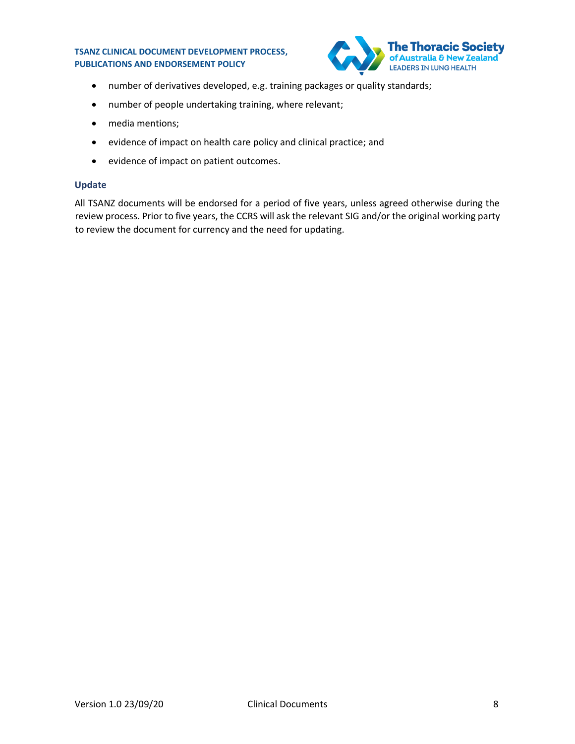- number of derivatives developed, e.g. training packages or quality standards;
- number of people undertaking training, where relevant;
- media mentions;
- evidence of impact on health care policy and clinical practice; and
- evidence of impact on patient outcomes.

### Update

All TSANZ documents will be endorsed for a period of five years, unless agreed otherwise during the review process. Prior to five years, the CCRS will ask the relevant SIG and/or the original working party to review the document for currency and the need for updating.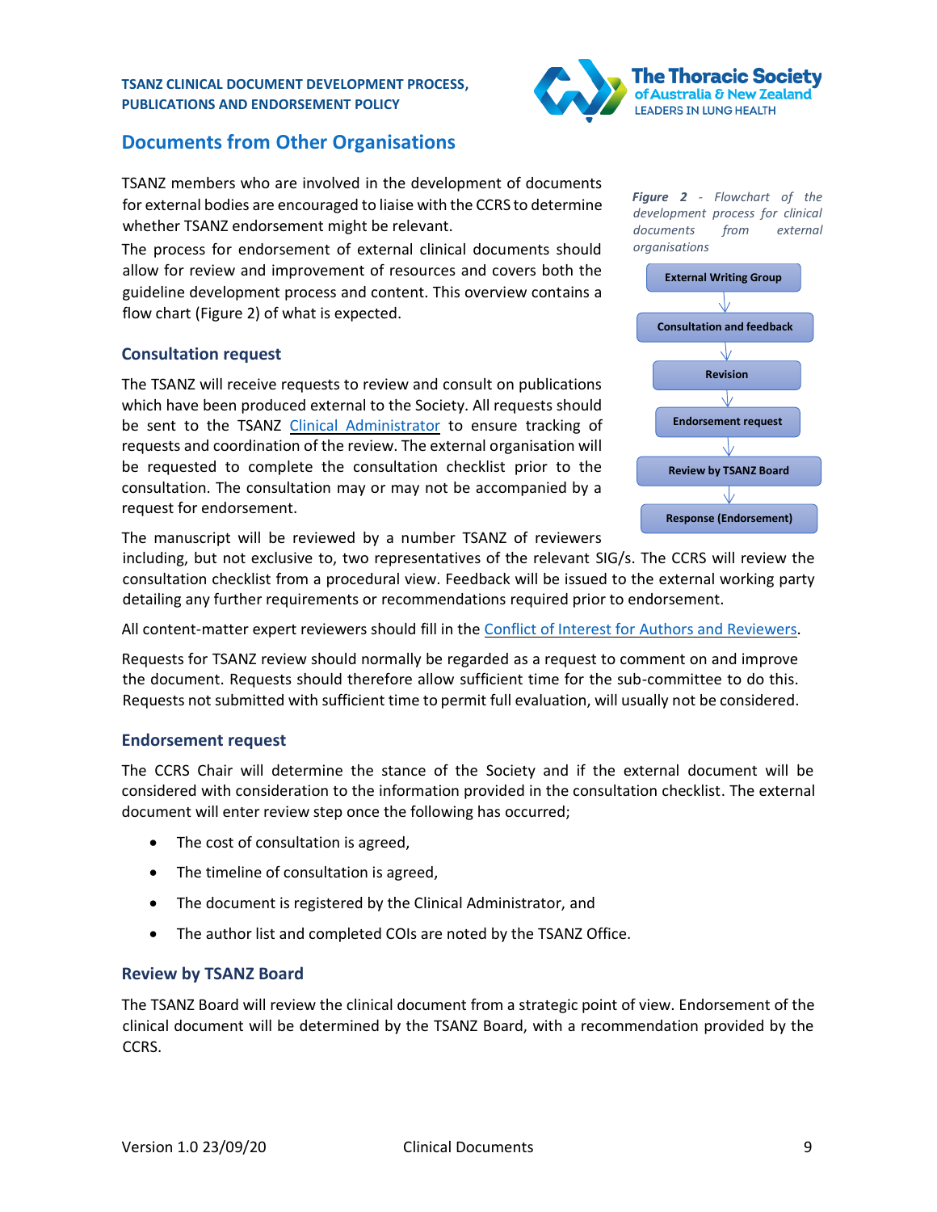## Documents from Other Organisations

TSANZ members who are involved in the development of documents for external bodies are encouraged to liaise with the CCRS to determine whether TSANZ endorsement might be relevant.

The process for endorsement of external clinical documents should allow for review and improvement of resources and covers both the guideline development process and content. This overview contains a flow chart (Figure 2) of what is expected.

*Figure 2 - Flowchart of the development process for clinical documents from external organisations*

External Writing Group → Consultation and feedback → Revision → Endorsement request → Review by TSANZ Board → Response (Endorsement)

### Consultation request

The TSANZ will receive requests to review and consult on publications which have been produced external to the Society. All requests should be sent to the TSANZ Clinical Administrator to ensure tracking of requests and coordination of the review. The external organisation will be requested to complete the consultation checklist prior to the consultation. The consultation may or may not be accompanied by a request for endorsement.

The manuscript will be reviewed by a number TSANZ of reviewers including, but not exclusive to, two representatives of the relevant SIG/s. The CCRS will review the consultation checklist from a procedural view. Feedback will be issued to the external working party detailing any further requirements or recommendations required prior to endorsement.

All content-matter expert reviewers should fill in the Conflict of Interest for Authors and Reviewers.

Requests for TSANZ review should normally be regarded as a request to comment on and improve the document. Requests should therefore allow sufficient time for the sub-committee to do this. Requests not submitted with sufficient time to permit full evaluation, will usually not be considered.

### Endorsement request

The CCRS Chair will determine the stance of the Society and if the external document will be considered with consideration to the information provided in the consultation checklist. The external document will enter review step once the following has occurred;

- The cost of consultation is agreed,
- The timeline of consultation is agreed,
- The document is registered by the Clinical Administrator, and
- The author list and completed COIs are noted by the TSANZ Office.

### Review by TSANZ Board

The TSANZ Board will review the clinical document from a strategic point of view. Endorsement of the clinical document will be determined by the TSANZ Board, with a recommendation provided by the CCRS.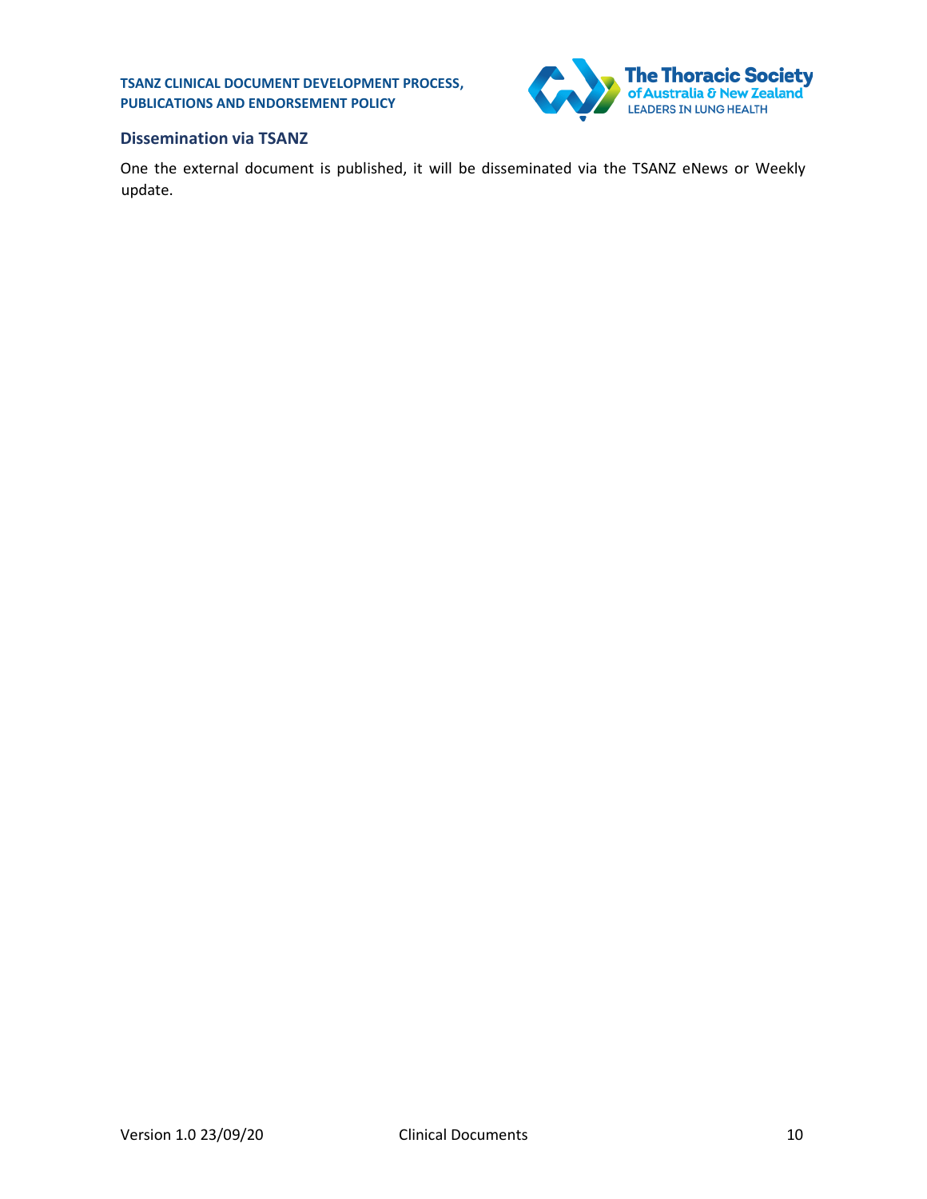### Dissemination via TSANZ

One the external document is published, it will be disseminated via the TSANZ eNews or Weekly update.